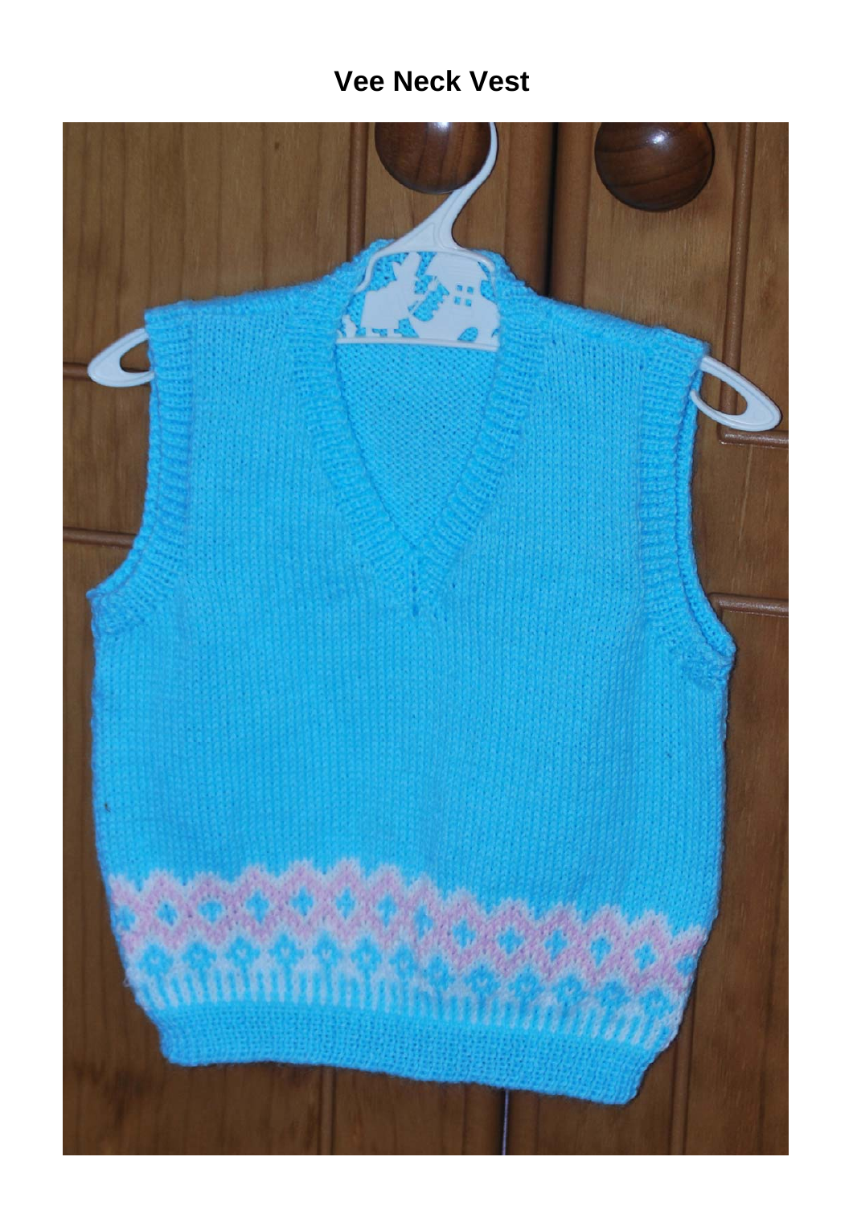# Vee Neck Vest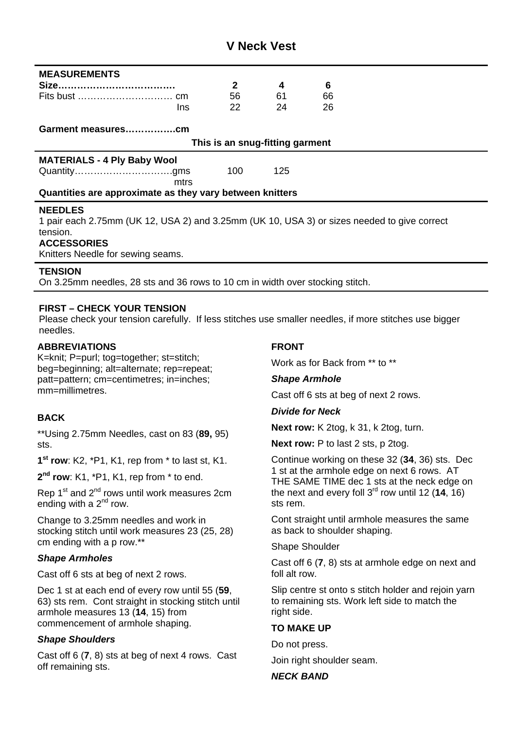# V Neck Vest

**MEASUREMENTS**

| **Size………………………………** | **2** | **4** | **6** |
|---|---|---|---|
| Fits bust ………………………… cm | 56 | 61 | 66 |
| Ins | 22 | 24 | 26 |

**Garment measures……………cm**

**This is an snug-fitting garment**

**MATERIALS - 4 Ply Baby Wool**

| | | | |
|---|---|---|---|
| Quantity…………………………gms | 100 | 125 | |
| mtrs | | | |

**Quantities are approximate as they vary between knitters**

**NEEDLES**

1 pair each 2.75mm (UK 12, USA 2) and 3.25mm (UK 10, USA 3) or sizes needed to give correct tension.

**ACCESSORIES**

Knitters Needle for sewing seams.

**TENSION**

On 3.25mm needles, 28 sts and 36 rows to 10 cm in width over stocking stitch.

**FIRST – CHECK YOUR TENSION**

Please check your tension carefully. If less stitches use smaller needles, if more stitches use bigger needles.

**ABBREVIATIONS**

K=knit; P=purl; tog=together; st=stitch; beg=beginning; alt=alternate; rep=repeat; patt=pattern; cm=centimetres; in=inches; mm=millimetres.

**BACK**

**Using 2.75mm Needles, cast on 83 (**89,** 95) sts.

**1st row**: K2, *P1, K1, rep from * to last st, K1.

**2nd row**: K1, *P1, K1, rep from * to end.

Rep 1st and 2nd rows until work measures 2cm ending with a 2nd row.

Change to 3.25mm needles and work in stocking stitch until work measures 23 (25, 28) cm ending with a p row.**

***Shape Armholes***

Cast off 6 sts at beg of next 2 rows.

Dec 1 st at each end of every row until 55 (**59**, 63) sts rem. Cont straight in stocking stitch until armhole measures 13 (**14**, 15) from commencement of armhole shaping.

***Shape Shoulders***

Cast off 6 (**7**, 8) sts at beg of next 4 rows. Cast off remaining sts.

**FRONT**

Work as for Back from ** to **

***Shape Armhole***

Cast off 6 sts at beg of next 2 rows.

***Divide for Neck***

**Next row:** K 2tog, k 31, k 2tog, turn.

**Next row:** P to last 2 sts, p 2tog.

Continue working on these 32 (**34**, 36) sts. Dec 1 st at the armhole edge on next 6 rows. AT THE SAME TIME dec 1 sts at the neck edge on the next and every foll 3rd row until 12 (**14**, 16) sts rem.

Cont straight until armhole measures the same as back to shoulder shaping.

Shape Shoulder

Cast off 6 (**7**, 8) sts at armhole edge on next and foll alt row.

Slip centre st onto s stitch holder and rejoin yarn to remaining sts. Work left side to match the right side.

**TO MAKE UP**

Do not press.

Join right shoulder seam.

***NECK BAND***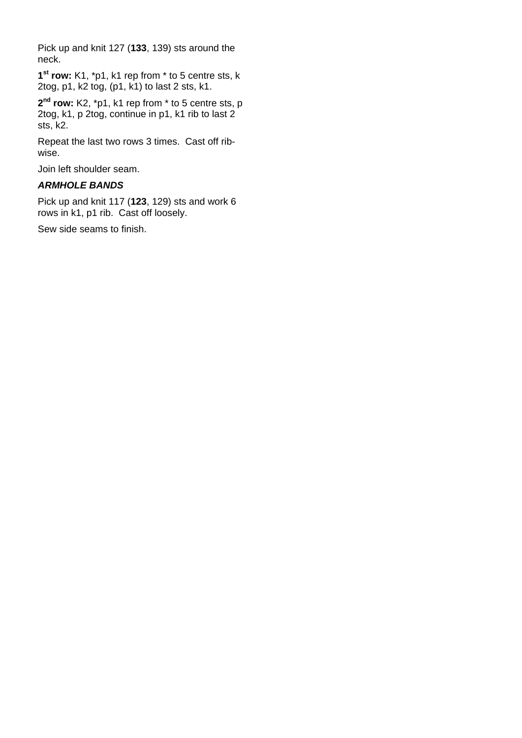Pick up and knit 127 (**133**, 139) sts around the neck.

**1st row:** K1, *p1, k1 rep from * to 5 centre sts, k 2tog, p1, k2 tog, (p1, k1) to last 2 sts, k1.

**2nd row:** K2, *p1, k1 rep from * to 5 centre sts, p 2tog, k1, p 2tog, continue in p1, k1 rib to last 2 sts, k2.

Repeat the last two rows 3 times. Cast off rib-wise.

Join left shoulder seam.

***ARMHOLE BANDS***

Pick up and knit 117 (**123**, 129) sts and work 6 rows in k1, p1 rib. Cast off loosely.

Sew side seams to finish.